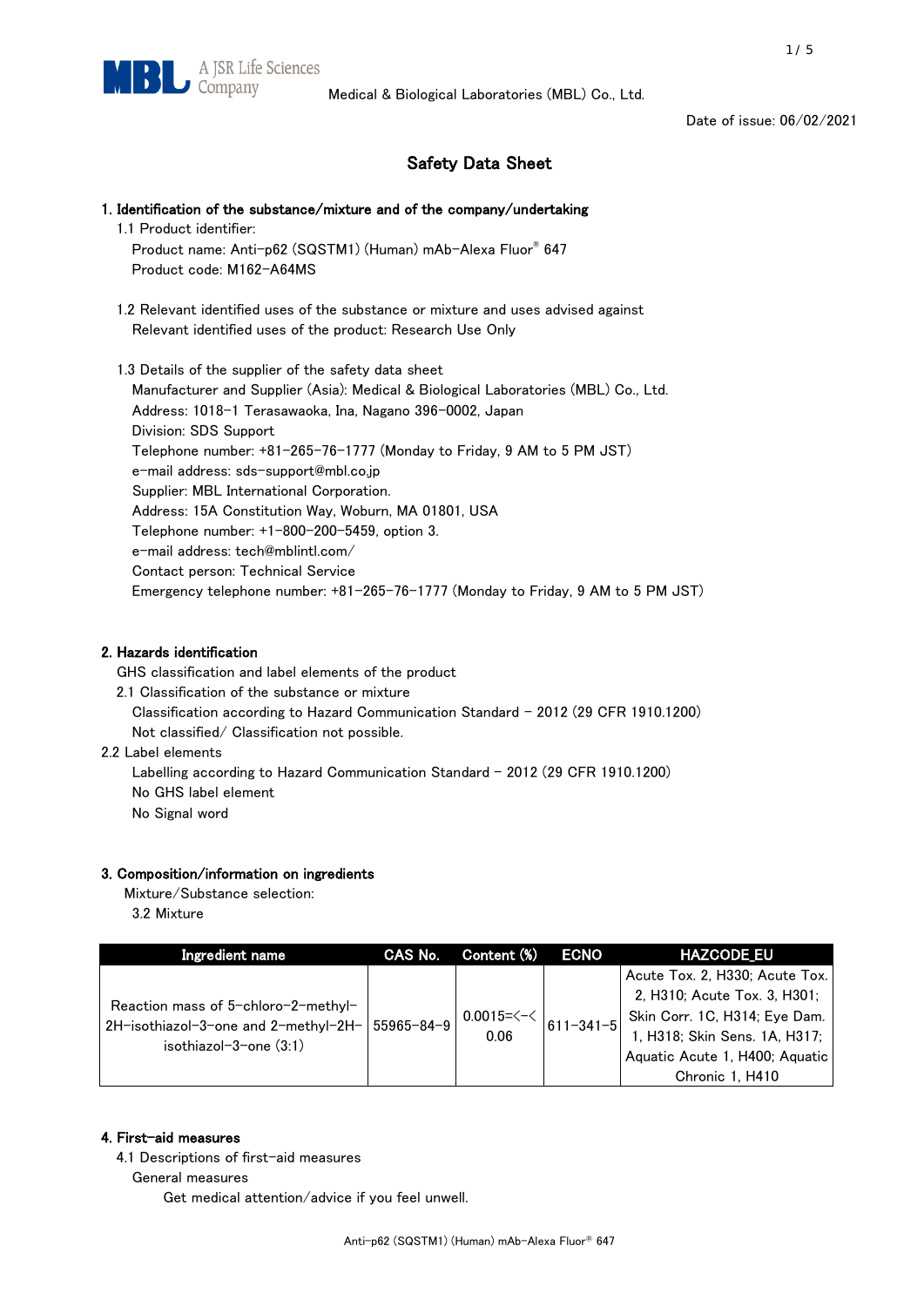Medical & Biological Laboratories (MBL) Co., Ltd.

Date of issue: 06/02/2021

# Safety Data Sheet

## 1. Identification of the substance/mixture and of the company/undertaking

1.1 Product identifier:

Product name: Anti-p62 (SQSTM1) (Human) mAb-Alexa Fluor® 647

Product code: M162-A64MS

1.2 Relevant identified uses of the substance or mixture and uses advised against

Relevant identified uses of the product: Research Use Only

1.3 Details of the supplier of the safety data sheet

Manufacturer and Supplier (Asia): Medical & Biological Laboratories (MBL) Co., Ltd.

Address: 1018-1 Terasawaoka, Ina, Nagano 396-0002, Japan

Division: SDS Support

Telephone number: +81-265-76-1777 (Monday to Friday, 9 AM to 5 PM JST)

e-mail address: sds-support@mbl.co.jp

Supplier: MBL International Corporation.

Address: 15A Constitution Way, Woburn, MA 01801, USA

Telephone number: +1-800-200-5459, option 3.

e-mail address: tech@mblintl.com/

Contact person: Technical Service

Emergency telephone number: +81-265-76-1777 (Monday to Friday, 9 AM to 5 PM JST)

## 2. Hazards identification

GHS classification and label elements of the product

2.1 Classification of the substance or mixture

Classification according to Hazard Communication Standard - 2012 (29 CFR 1910.1200)

Not classified/ Classification not possible.

2.2 Label elements

Labelling according to Hazard Communication Standard - 2012 (29 CFR 1910.1200)

No GHS label element

No Signal word

## 3. Composition/information on ingredients

Mixture/Substance selection:

3.2 Mixture

| Ingredient name | CAS No. | Content (%) | ECNO | HAZCODE_EU |
|---|---|---|---|---|
| Reaction mass of 5-chloro-2-methyl-2H-isothiazol-3-one and 2-methyl-2H-isothiazol-3-one (3:1) | 55965-84-9 | 0.0015=<-< 0.06 | 611-341-5 | Acute Tox. 2, H330; Acute Tox. 2, H310; Acute Tox. 3, H301; Skin Corr. 1C, H314; Eye Dam. 1, H318; Skin Sens. 1A, H317; Aquatic Acute 1, H400; Aquatic Chronic 1, H410 |

## 4. First-aid measures

4.1 Descriptions of first-aid measures

General measures

Get medical attention/advice if you feel unwell.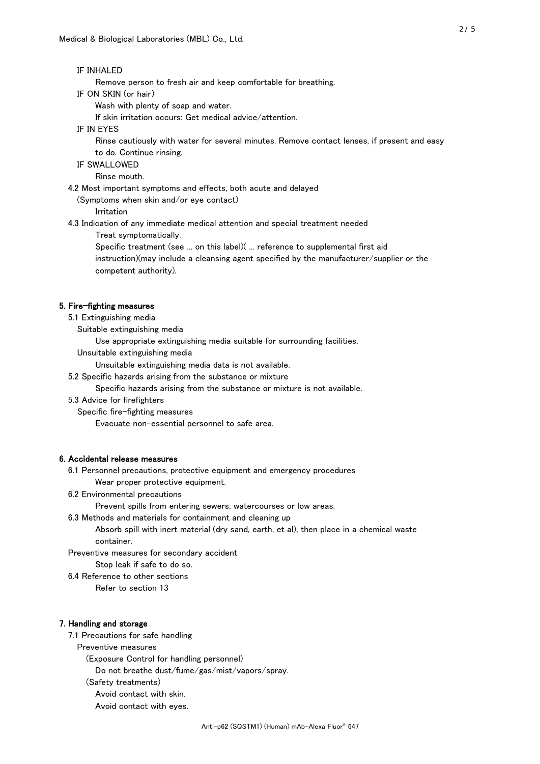IF INHALED

Remove person to fresh air and keep comfortable for breathing.

IF ON SKIN (or hair)

Wash with plenty of soap and water.

If skin irritation occurs: Get medical advice/attention.

IF IN EYES

Rinse cautiously with water for several minutes. Remove contact lenses, if present and easy to do. Continue rinsing.

IF SWALLOWED

Rinse mouth.

4.2 Most important symptoms and effects, both acute and delayed

(Symptoms when skin and/or eye contact)

Irritation

4.3 Indication of any immediate medical attention and special treatment needed

Treat symptomatically.

Specific treatment (see ... on this label)( ... reference to supplemental first aid instruction)(may include a cleansing agent specified by the manufacturer/supplier or the competent authority).

## 5. Fire-fighting measures

5.1 Extinguishing media

Suitable extinguishing media

Use appropriate extinguishing media suitable for surrounding facilities.

Unsuitable extinguishing media

Unsuitable extinguishing media data is not available.

5.2 Specific hazards arising from the substance or mixture

Specific hazards arising from the substance or mixture is not available.

5.3 Advice for firefighters

Specific fire-fighting measures

Evacuate non-essential personnel to safe area.

## 6. Accidental release measures

6.1 Personnel precautions, protective equipment and emergency procedures

Wear proper protective equipment.

6.2 Environmental precautions

Prevent spills from entering sewers, watercourses or low areas.

6.3 Methods and materials for containment and cleaning up

Absorb spill with inert material (dry sand, earth, et al), then place in a chemical waste container.

Preventive measures for secondary accident

Stop leak if safe to do so.

6.4 Reference to other sections

Refer to section 13

## 7. Handling and storage

7.1 Precautions for safe handling

Preventive measures

(Exposure Control for handling personnel)

Do not breathe dust/fume/gas/mist/vapors/spray.

(Safety treatments)

Avoid contact with skin.

Avoid contact with eyes.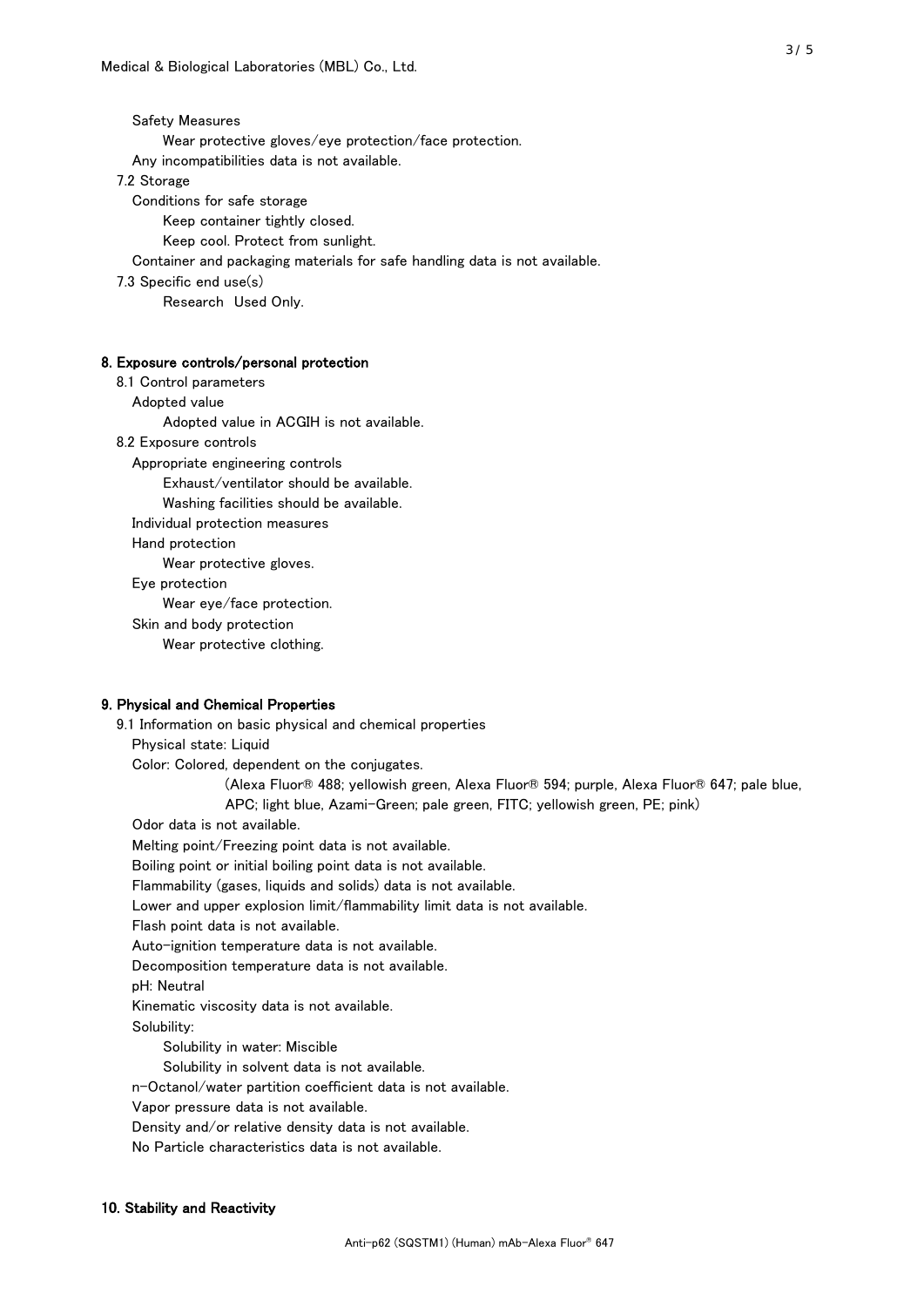Safety Measures

Wear protective gloves/eye protection/face protection.

Any incompatibilities data is not available.

7.2 Storage

Conditions for safe storage

Keep container tightly closed.

Keep cool. Protect from sunlight.

Container and packaging materials for safe handling data is not available.

7.3 Specific end use(s)

Research Used Only.

## 8. Exposure controls/personal protection

8.1 Control parameters

Adopted value

Adopted value in ACGIH is not available.

8.2 Exposure controls

Appropriate engineering controls

Exhaust/ventilator should be available.

Washing facilities should be available.

Individual protection measures

Hand protection

Wear protective gloves.

Eye protection

Wear eye/face protection.

Skin and body protection

Wear protective clothing.

## 9. Physical and Chemical Properties

9.1 Information on basic physical and chemical properties

Physical state: Liquid

Color: Colored, dependent on the conjugates.

(Alexa Fluor® 488; yellowish green, Alexa Fluor® 594; purple, Alexa Fluor® 647; pale blue, APC; light blue, Azami-Green; pale green, FITC; yellowish green, PE; pink)

Odor data is not available.

Melting point/Freezing point data is not available.

Boiling point or initial boiling point data is not available.

Flammability (gases, liquids and solids) data is not available.

Lower and upper explosion limit/flammability limit data is not available.

Flash point data is not available.

Auto-ignition temperature data is not available.

Decomposition temperature data is not available.

pH: Neutral

Kinematic viscosity data is not available.

Solubility:

Solubility in water: Miscible

Solubility in solvent data is not available.

n-Octanol/water partition coefficient data is not available.

Vapor pressure data is not available.

Density and/or relative density data is not available.

No Particle characteristics data is not available.

## 10. Stability and Reactivity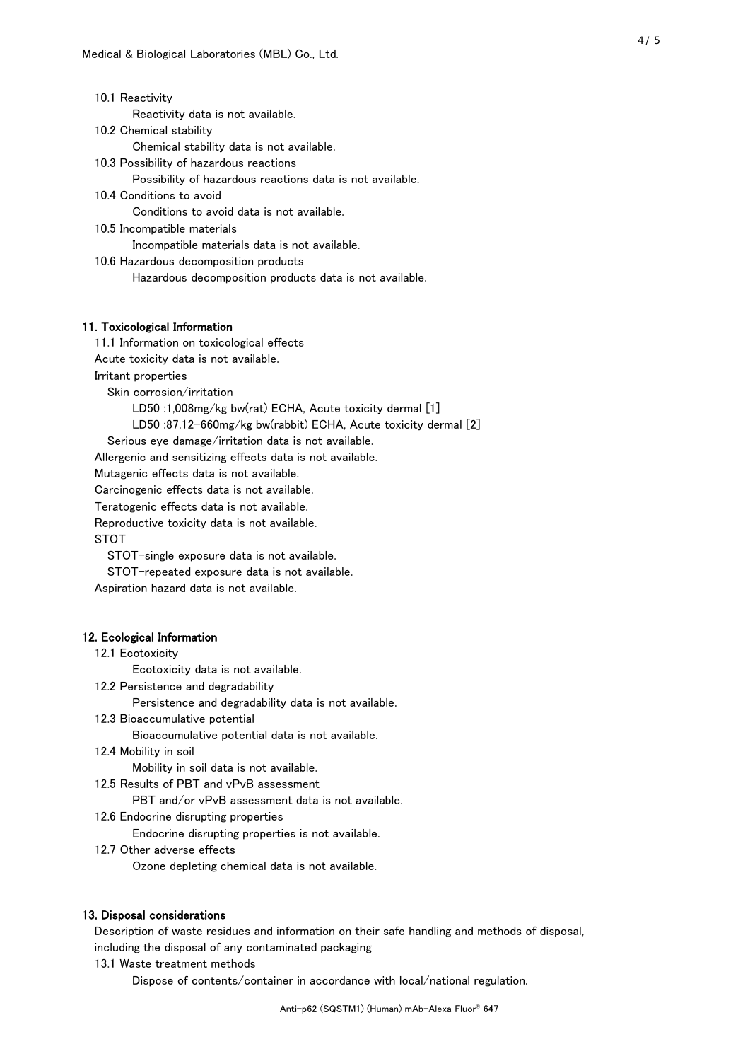10.1 Reactivity

Reactivity data is not available.

10.2 Chemical stability

Chemical stability data is not available.

10.3 Possibility of hazardous reactions

Possibility of hazardous reactions data is not available.

10.4 Conditions to avoid

Conditions to avoid data is not available.

10.5 Incompatible materials

Incompatible materials data is not available.

10.6 Hazardous decomposition products

Hazardous decomposition products data is not available.

## 11. Toxicological Information

11.1 Information on toxicological effects

Acute toxicity data is not available.

Irritant properties

Skin corrosion/irritation

LD50 :1,008mg/kg bw(rat) ECHA, Acute toxicity dermal [1]

LD50 :87.12-660mg/kg bw(rabbit) ECHA, Acute toxicity dermal [2]

Serious eye damage/irritation data is not available.

Allergenic and sensitizing effects data is not available.

Mutagenic effects data is not available.

Carcinogenic effects data is not available.

Teratogenic effects data is not available.

Reproductive toxicity data is not available.

STOT

STOT-single exposure data is not available.

STOT-repeated exposure data is not available.

Aspiration hazard data is not available.

## 12. Ecological Information

12.1 Ecotoxicity

Ecotoxicity data is not available.

12.2 Persistence and degradability

Persistence and degradability data is not available.

12.3 Bioaccumulative potential

Bioaccumulative potential data is not available.

12.4 Mobility in soil

Mobility in soil data is not available.

12.5 Results of PBT and vPvB assessment

PBT and/or vPvB assessment data is not available.

12.6 Endocrine disrupting properties

Endocrine disrupting properties is not available.

12.7 Other adverse effects

Ozone depleting chemical data is not available.

## 13. Disposal considerations

Description of waste residues and information on their safe handling and methods of disposal, including the disposal of any contaminated packaging

13.1 Waste treatment methods

Dispose of contents/container in accordance with local/national regulation.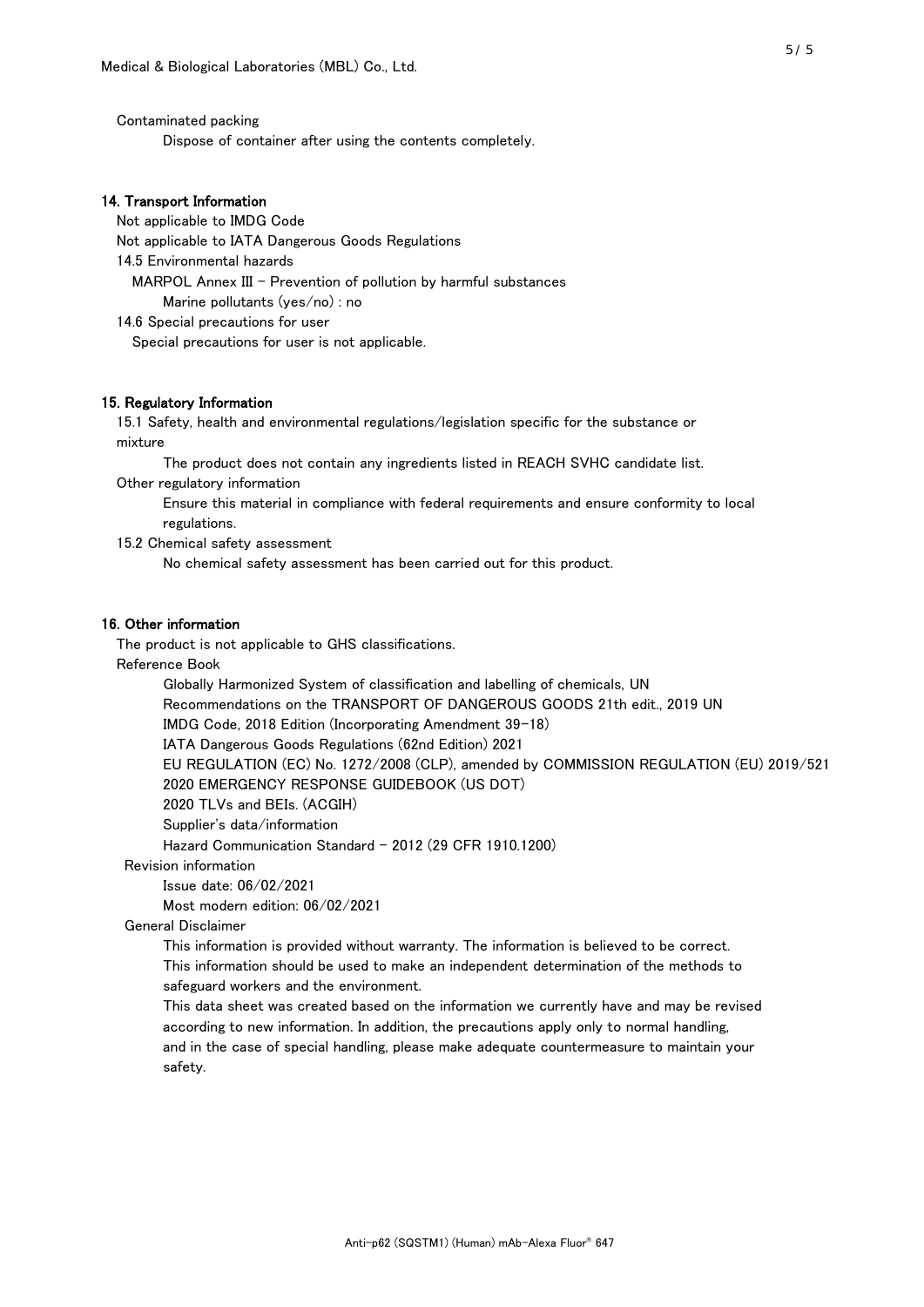Contaminated packing

Dispose of container after using the contents completely.

## 14. Transport Information

Not applicable to IMDG Code

Not applicable to IATA Dangerous Goods Regulations

14.5 Environmental hazards

MARPOL Annex III - Prevention of pollution by harmful substances

Marine pollutants (yes/no) : no

14.6 Special precautions for user

Special precautions for user is not applicable.

## 15. Regulatory Information

15.1 Safety, health and environmental regulations/legislation specific for the substance or mixture

The product does not contain any ingredients listed in REACH SVHC candidate list.

Other regulatory information

Ensure this material in compliance with federal requirements and ensure conformity to local regulations.

15.2 Chemical safety assessment

No chemical safety assessment has been carried out for this product.

## 16. Other information

The product is not applicable to GHS classifications.

Reference Book

Globally Harmonized System of classification and labelling of chemicals, UN

Recommendations on the TRANSPORT OF DANGEROUS GOODS 21th edit., 2019 UN

IMDG Code, 2018 Edition (Incorporating Amendment 39-18)

IATA Dangerous Goods Regulations (62nd Edition) 2021

EU REGULATION (EC) No. 1272/2008 (CLP), amended by COMMISSION REGULATION (EU) 2019/521

2020 EMERGENCY RESPONSE GUIDEBOOK (US DOT)

2020 TLVs and BEIs. (ACGIH)

Supplier's data/information

Hazard Communication Standard - 2012 (29 CFR 1910.1200)

Revision information

Issue date: 06/02/2021

Most modern edition: 06/02/2021

General Disclaimer

This information is provided without warranty. The information is believed to be correct. This information should be used to make an independent determination of the methods to safeguard workers and the environment.

This data sheet was created based on the information we currently have and may be revised according to new information. In addition, the precautions apply only to normal handling, and in the case of special handling, please make adequate countermeasure to maintain your safety.